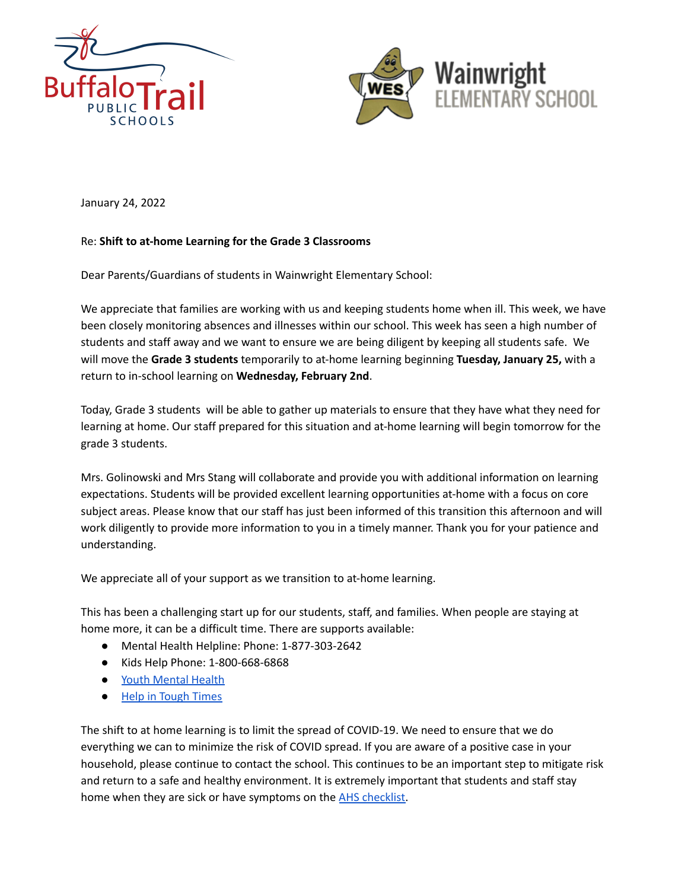January 24, 2022

Re: **Shift to at-home Learning for the Grade 3 Classrooms**

Dear Parents/Guardians of students in Wainwright Elementary School:

We appreciate that families are working with us and keeping students home when ill. This week, we have been closely monitoring absences and illnesses within our school. This week has seen a high number of students and staff away and we want to ensure we are being diligent by keeping all students safe. We will move the **Grade 3 students** temporarily to at-home learning beginning **Tuesday, January 25,** with a return to in-school learning on **Wednesday, February 2nd**.

Today, Grade 3 students will be able to gather up materials to ensure that they have what they need for learning at home. Our staff prepared for this situation and at-home learning will begin tomorrow for the grade 3 students.

Mrs. Golinowski and Mrs Stang will collaborate and provide you with additional information on learning expectations. Students will be provided excellent learning opportunities at-home with a focus on core subject areas. Please know that our staff has just been informed of this transition this afternoon and will work diligently to provide more information to you in a timely manner. Thank you for your patience and understanding.

We appreciate all of your support as we transition to at-home learning.

This has been a challenging start up for our students, staff, and families. When people are staying at home more, it can be a difficult time. There are supports available:

- Mental Health Helpline: Phone: 1-877-303-2642
- Kids Help Phone: 1-800-668-6868
- Youth Mental Health
- Help in Tough Times

The shift to at home learning is to limit the spread of COVID-19. We need to ensure that we do everything we can to minimize the risk of COVID spread. If you are aware of a positive case in your household, please continue to contact the school. This continues to be an important step to mitigate risk and return to a safe and healthy environment. It is extremely important that students and staff stay home when they are sick or have symptoms on the AHS checklist.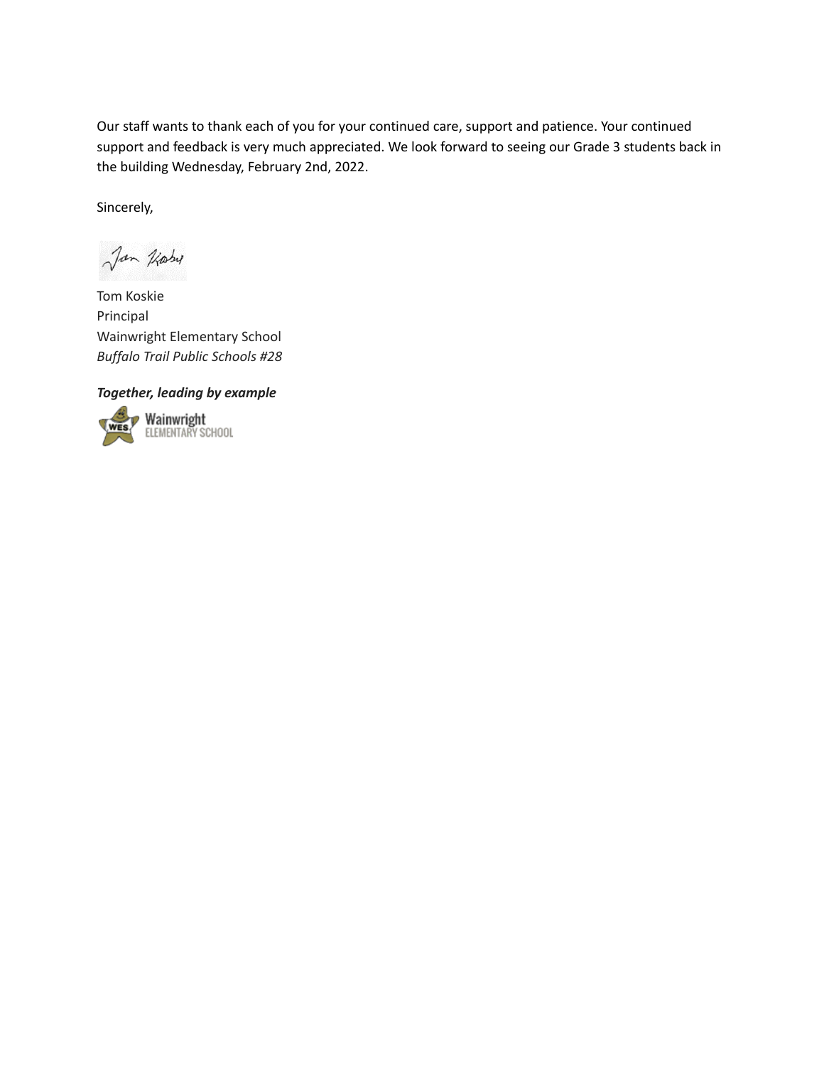Our staff wants to thank each of you for your continued care, support and patience. Your continued support and feedback is very much appreciated. We look forward to seeing our Grade 3 students back in the building Wednesday, February 2nd, 2022.

Sincerely,

Tom Koskie
Principal
Wainwright Elementary School
*Buffalo Trail Public Schools #28*

***Together, leading by example***

Wainwright
ELEMENTARY SCHOOL